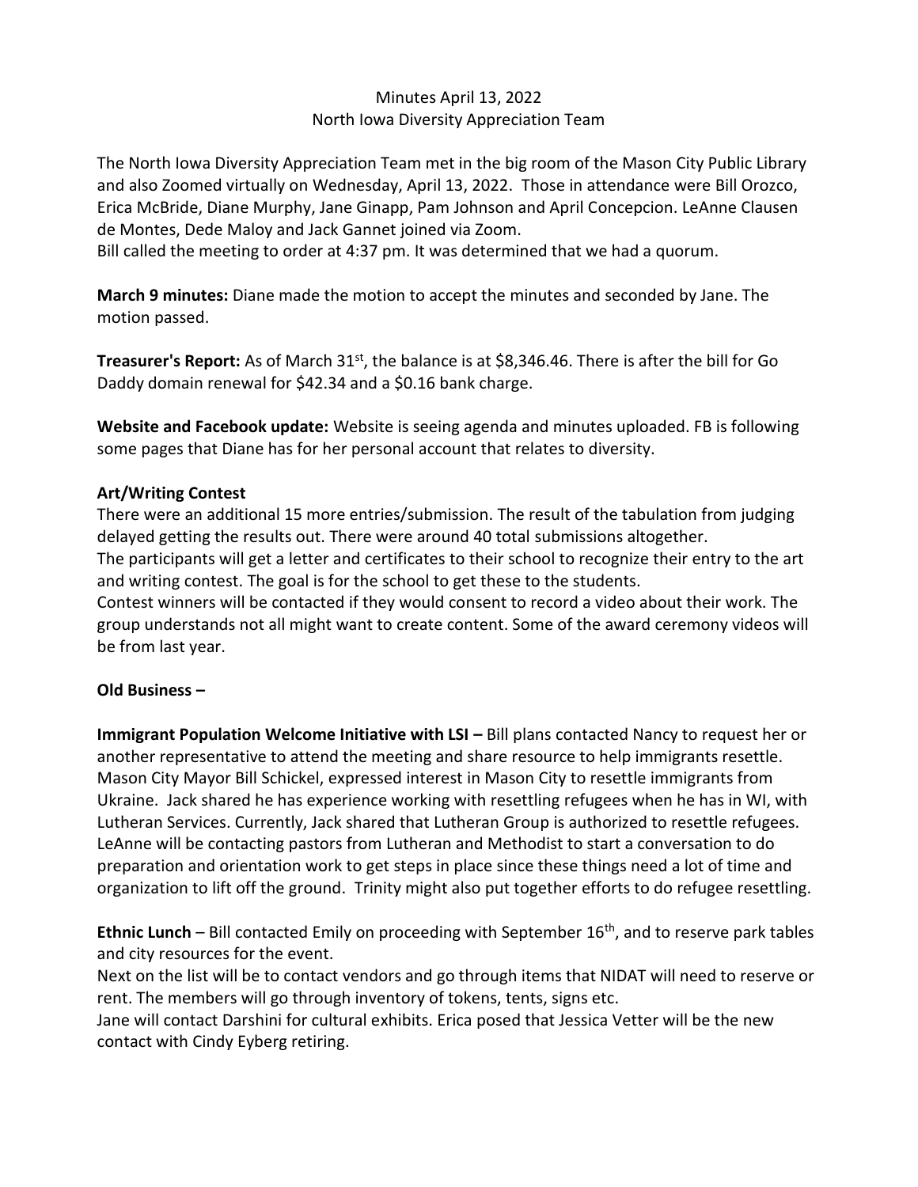Minutes April 13, 2022
North Iowa Diversity Appreciation Team

The North Iowa Diversity Appreciation Team met in the big room of the Mason City Public Library and also Zoomed virtually on Wednesday, April 13, 2022. Those in attendance were Bill Orozco, Erica McBride, Diane Murphy, Jane Ginapp, Pam Johnson and April Concepcion. LeAnne Clausen de Montes, Dede Maloy and Jack Gannet joined via Zoom.
Bill called the meeting to order at 4:37 pm. It was determined that we had a quorum.

**March 9 minutes:** Diane made the motion to accept the minutes and seconded by Jane. The motion passed.

**Treasurer's Report:** As of March 31st, the balance is at $8,346.46. There is after the bill for Go Daddy domain renewal for $42.34 and a $0.16 bank charge.

**Website and Facebook update:** Website is seeing agenda and minutes uploaded. FB is following some pages that Diane has for her personal account that relates to diversity.

**Art/Writing Contest**

There were an additional 15 more entries/submission. The result of the tabulation from judging delayed getting the results out. There were around 40 total submissions altogether.
The participants will get a letter and certificates to their school to recognize their entry to the art and writing contest. The goal is for the school to get these to the students.
Contest winners will be contacted if they would consent to record a video about their work. The group understands not all might want to create content. Some of the award ceremony videos will be from last year.

**Old Business –**

**Immigrant Population Welcome Initiative with LSI –** Bill plans contacted Nancy to request her or another representative to attend the meeting and share resource to help immigrants resettle. Mason City Mayor Bill Schickel, expressed interest in Mason City to resettle immigrants from Ukraine. Jack shared he has experience working with resettling refugees when he has in WI, with Lutheran Services. Currently, Jack shared that Lutheran Group is authorized to resettle refugees. LeAnne will be contacting pastors from Lutheran and Methodist to start a conversation to do preparation and orientation work to get steps in place since these things need a lot of time and organization to lift off the ground. Trinity might also put together efforts to do refugee resettling.

**Ethnic Lunch** – Bill contacted Emily on proceeding with September 16th, and to reserve park tables and city resources for the event.
Next on the list will be to contact vendors and go through items that NIDAT will need to reserve or rent. The members will go through inventory of tokens, tents, signs etc.
Jane will contact Darshini for cultural exhibits. Erica posed that Jessica Vetter will be the new contact with Cindy Eyberg retiring.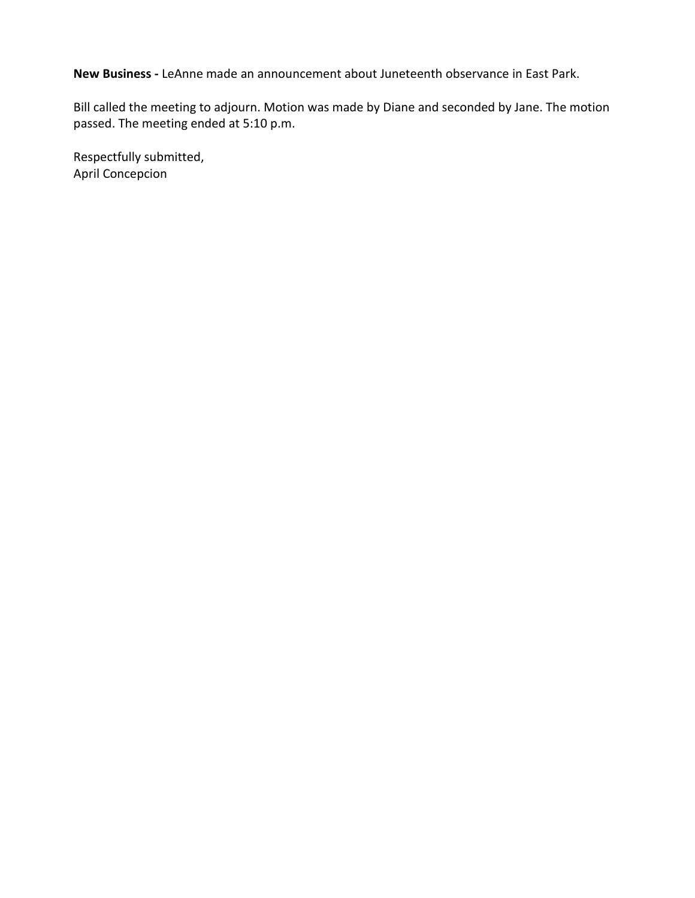**New Business -** LeAnne made an announcement about Juneteenth observance in East Park.

Bill called the meeting to adjourn. Motion was made by Diane and seconded by Jane. The motion passed. The meeting ended at 5:10 p.m.

Respectfully submitted,
April Concepcion